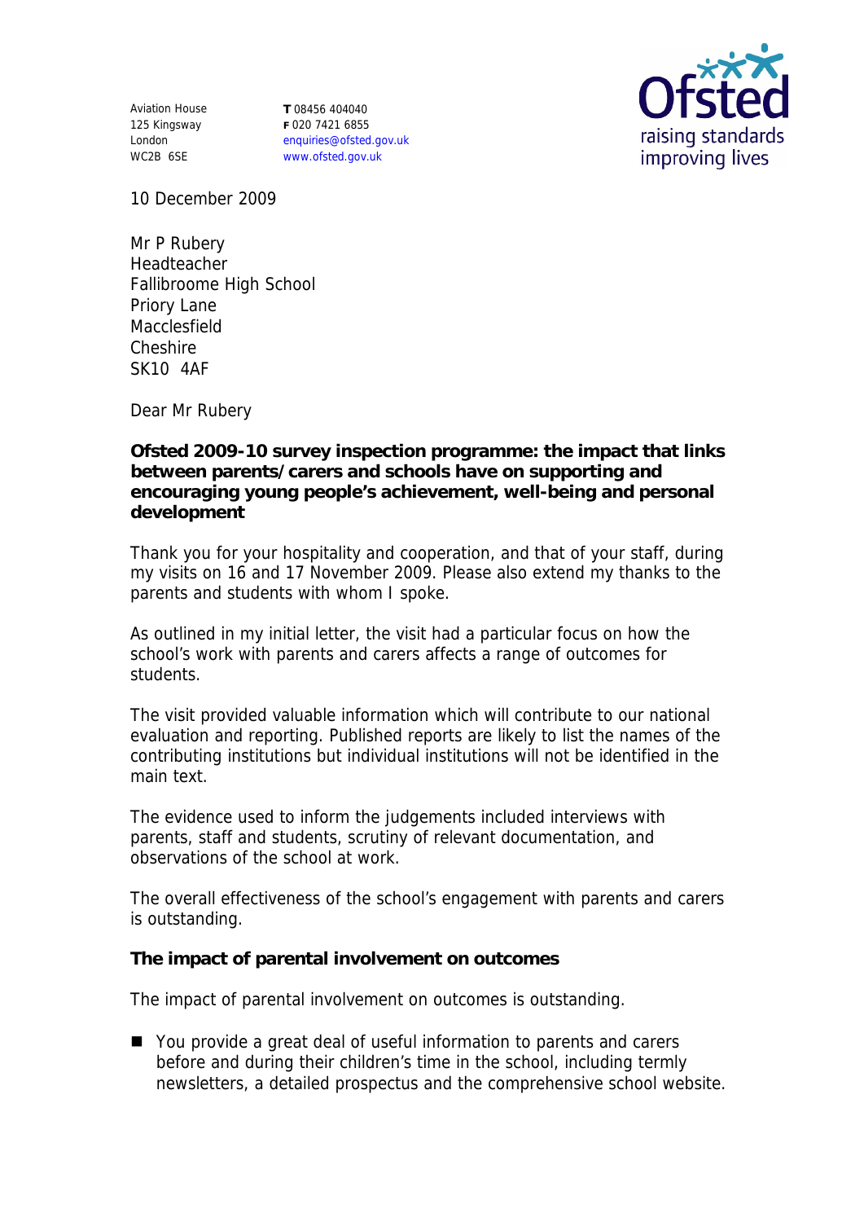Aviation House
125 Kingsway
London
WC2B 6SE

**T** 08456 404040
**F** 020 7421 6855
enquiries@ofsted.gov.uk
www.ofsted.gov.uk

Ofsted
raising standards
improving lives

10 December 2009

Mr P Rubery
Headteacher
Fallibroome High School
Priory Lane
Macclesfield
Cheshire
SK10 4AF

Dear Mr Rubery

**Ofsted 2009-10 survey inspection programme: the impact that links between parents/carers and schools have on supporting and encouraging young people's achievement, well-being and personal development**

Thank you for your hospitality and cooperation, and that of your staff, during my visits on 16 and 17 November 2009. Please also extend my thanks to the parents and students with whom I spoke.

As outlined in my initial letter, the visit had a particular focus on how the school's work with parents and carers affects a range of outcomes for students.

The visit provided valuable information which will contribute to our national evaluation and reporting. Published reports are likely to list the names of the contributing institutions but individual institutions will not be identified in the main text.

The evidence used to inform the judgements included interviews with parents, staff and students, scrutiny of relevant documentation, and observations of the school at work.

The overall effectiveness of the school's engagement with parents and carers is outstanding.

**The impact of parental involvement on outcomes**

The impact of parental involvement on outcomes is outstanding.

- You provide a great deal of useful information to parents and carers before and during their children's time in the school, including termly newsletters, a detailed prospectus and the comprehensive school website.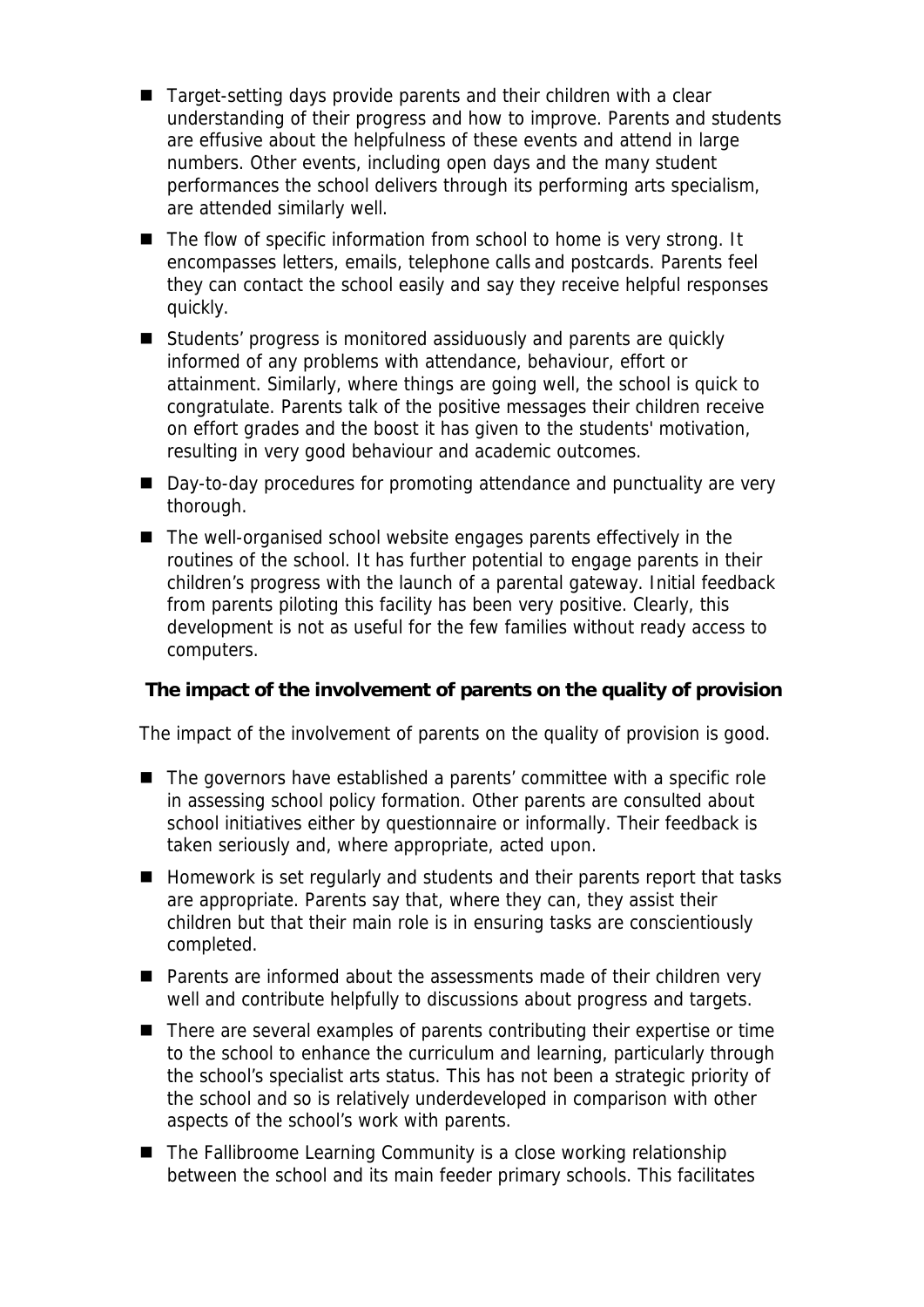- Target-setting days provide parents and their children with a clear understanding of their progress and how to improve. Parents and students are effusive about the helpfulness of these events and attend in large numbers. Other events, including open days and the many student performances the school delivers through its performing arts specialism, are attended similarly well.
- The flow of specific information from school to home is very strong. It encompasses letters, emails, telephone calls and postcards. Parents feel they can contact the school easily and say they receive helpful responses quickly.
- Students' progress is monitored assiduously and parents are quickly informed of any problems with attendance, behaviour, effort or attainment. Similarly, where things are going well, the school is quick to congratulate. Parents talk of the positive messages their children receive on effort grades and the boost it has given to the students' motivation, resulting in very good behaviour and academic outcomes.
- Day-to-day procedures for promoting attendance and punctuality are very thorough.
- The well-organised school website engages parents effectively in the routines of the school. It has further potential to engage parents in their children's progress with the launch of a parental gateway. Initial feedback from parents piloting this facility has been very positive. Clearly, this development is not as useful for the few families without ready access to computers.

**The impact of the involvement of parents on the quality of provision**

The impact of the involvement of parents on the quality of provision is good.

- The governors have established a parents' committee with a specific role in assessing school policy formation. Other parents are consulted about school initiatives either by questionnaire or informally. Their feedback is taken seriously and, where appropriate, acted upon.
- Homework is set regularly and students and their parents report that tasks are appropriate. Parents say that, where they can, they assist their children but that their main role is in ensuring tasks are conscientiously completed.
- Parents are informed about the assessments made of their children very well and contribute helpfully to discussions about progress and targets.
- There are several examples of parents contributing their expertise or time to the school to enhance the curriculum and learning, particularly through the school's specialist arts status. This has not been a strategic priority of the school and so is relatively underdeveloped in comparison with other aspects of the school's work with parents.
- The Fallibroome Learning Community is a close working relationship between the school and its main feeder primary schools. This facilitates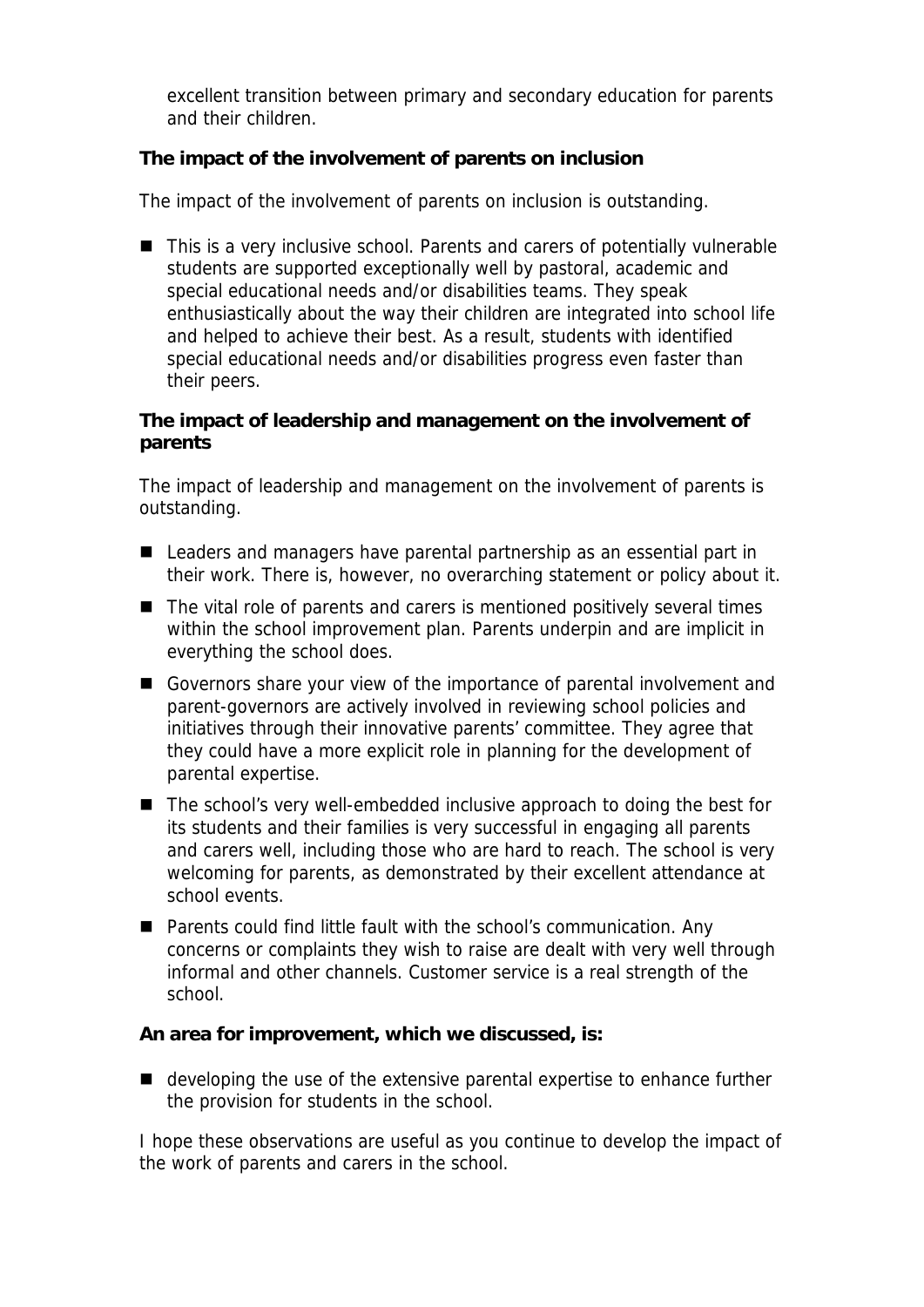excellent transition between primary and secondary education for parents and their children.

**The impact of the involvement of parents on inclusion**

The impact of the involvement of parents on inclusion is outstanding.

- This is a very inclusive school. Parents and carers of potentially vulnerable students are supported exceptionally well by pastoral, academic and special educational needs and/or disabilities teams. They speak enthusiastically about the way their children are integrated into school life and helped to achieve their best. As a result, students with identified special educational needs and/or disabilities progress even faster than their peers.

**The impact of leadership and management on the involvement of parents**

The impact of leadership and management on the involvement of parents is outstanding.

- Leaders and managers have parental partnership as an essential part in their work. There is, however, no overarching statement or policy about it.
- The vital role of parents and carers is mentioned positively several times within the school improvement plan. Parents underpin and are implicit in everything the school does.
- Governors share your view of the importance of parental involvement and parent-governors are actively involved in reviewing school policies and initiatives through their innovative parents' committee. They agree that they could have a more explicit role in planning for the development of parental expertise.
- The school's very well-embedded inclusive approach to doing the best for its students and their families is very successful in engaging all parents and carers well, including those who are hard to reach. The school is very welcoming for parents, as demonstrated by their excellent attendance at school events.
- Parents could find little fault with the school's communication. Any concerns or complaints they wish to raise are dealt with very well through informal and other channels. Customer service is a real strength of the school.

**An area for improvement, which we discussed, is:**

- developing the use of the extensive parental expertise to enhance further the provision for students in the school.

I hope these observations are useful as you continue to develop the impact of the work of parents and carers in the school.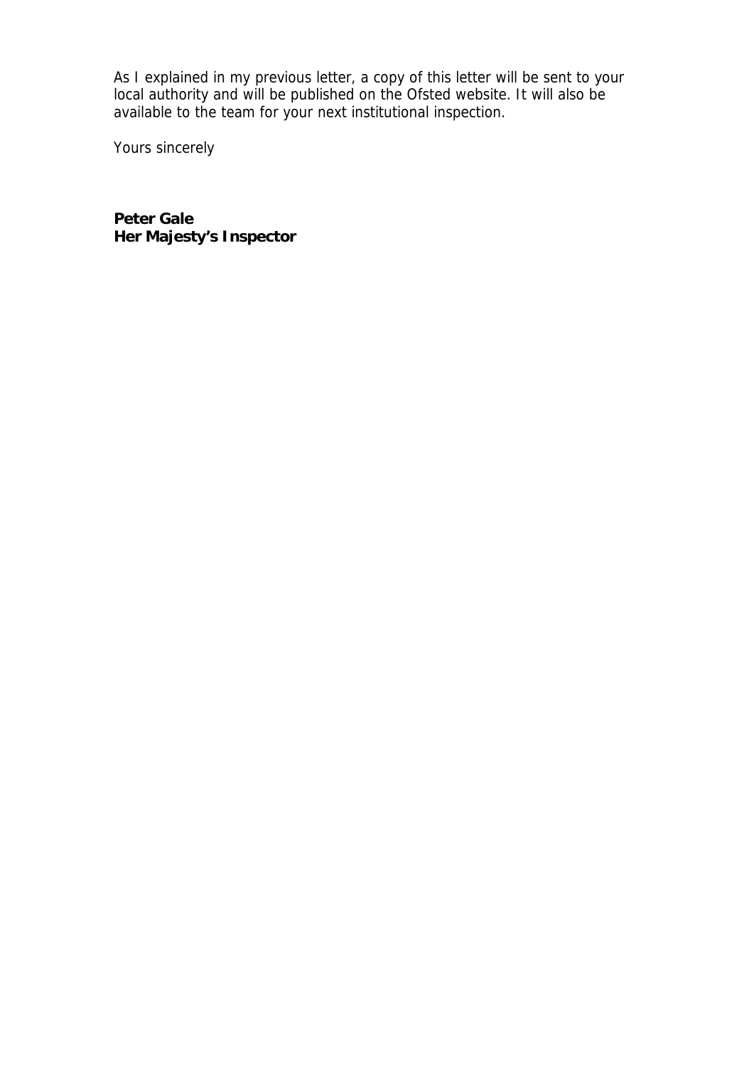As I explained in my previous letter, a copy of this letter will be sent to your local authority and will be published on the Ofsted website. It will also be available to the team for your next institutional inspection.

Yours sincerely

**Peter Gale**
**Her Majesty's Inspector**